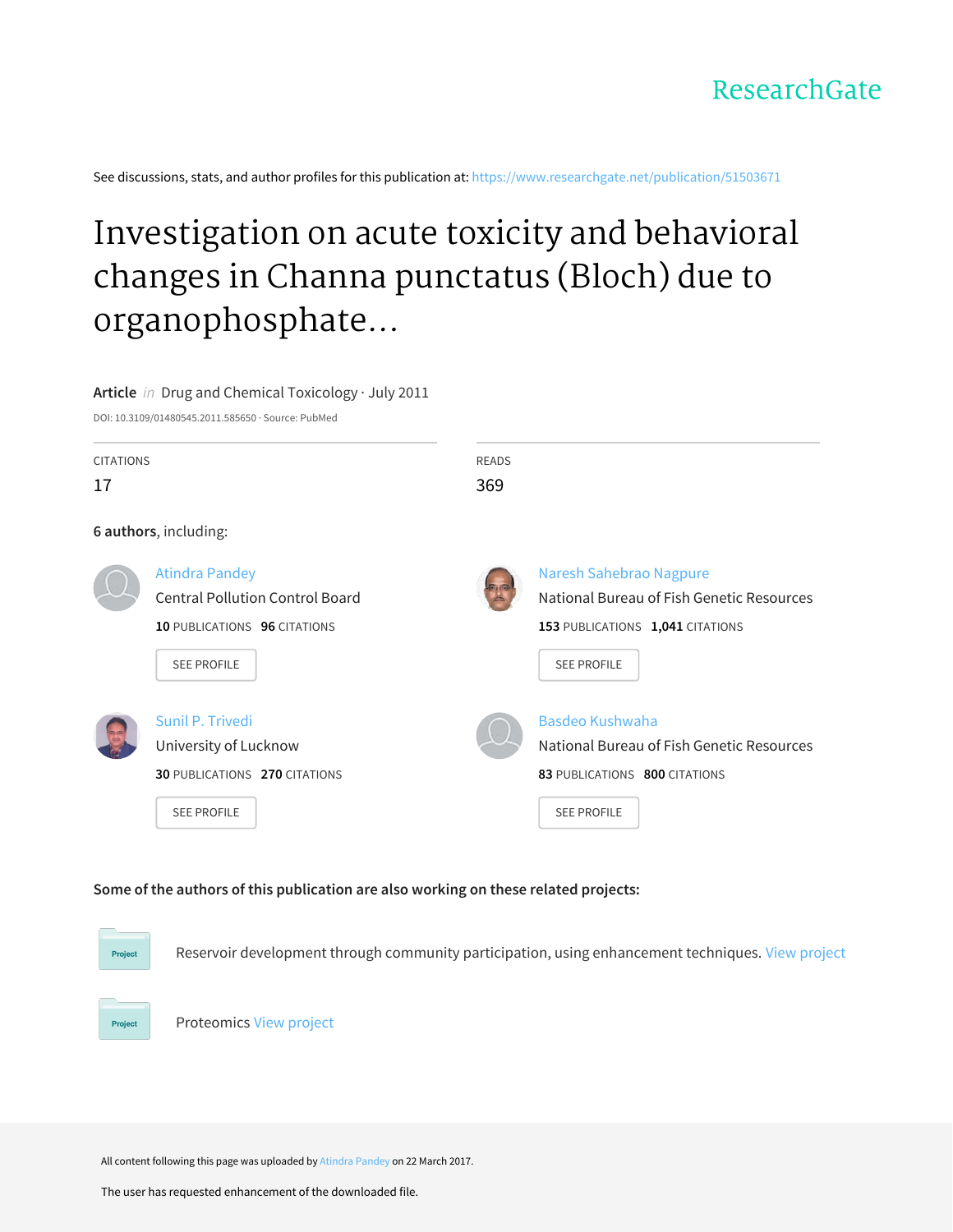ResearchGate

See discussions, stats, and author profiles for this publication at: https://www.researchgate.net/publication/51503671

# Investigation on acute toxicity and behavioral changes in Channa punctatus (Bloch) due to organophosphate...

**Article** *in* Drug and Chemical Toxicology · July 2011

DOI: 10.3109/01480545.2011.585650 · Source: PubMed

| CITATIONS | READS |
|---|---|
| 17 | 369 |

**6 authors**, including:

**Atindra Pandey**
Central Pollution Control Board
**10** PUBLICATIONS **96** CITATIONS
SEE PROFILE

**Naresh Sahebrao Nagpure**
National Bureau of Fish Genetic Resources
**153** PUBLICATIONS **1,041** CITATIONS
SEE PROFILE

**Sunil P. Trivedi**
University of Lucknow
**30** PUBLICATIONS **270** CITATIONS
SEE PROFILE

**Basdeo Kushwaha**
National Bureau of Fish Genetic Resources
**83** PUBLICATIONS **800** CITATIONS
SEE PROFILE

**Some of the authors of this publication are also working on these related projects:**

Project: Reservoir development through community participation, using enhancement techniques. View project

Project: Proteomics View project

All content following this page was uploaded by Atindra Pandey on 22 March 2017.

The user has requested enhancement of the downloaded file.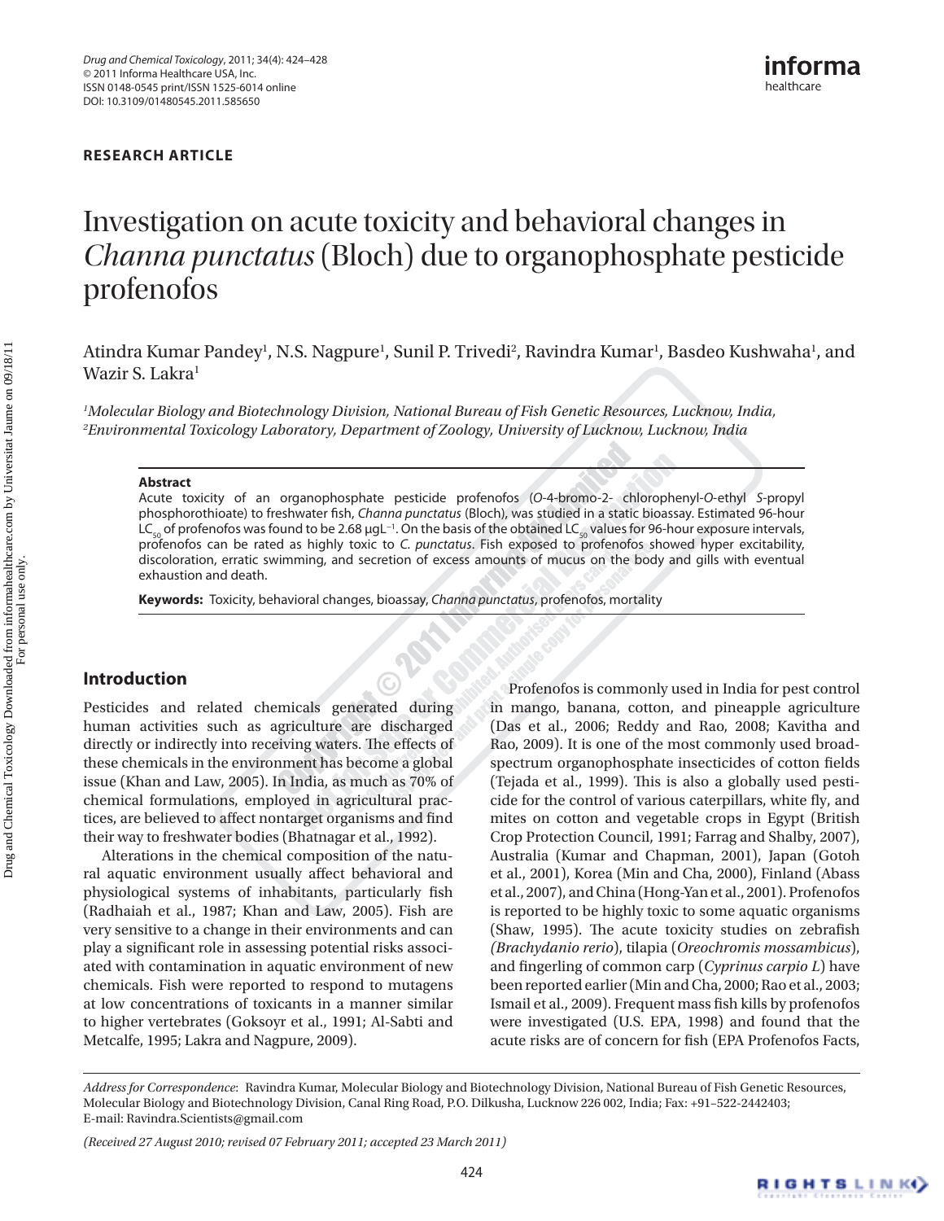# Investigation on acute toxicity and behavioral changes in *Channa punctatus* (Bloch) due to organophosphate pesticide profenofos

Atindra Kumar Pandey[1], N.S. Nagpure[1], Sunil P. Trivedi[2], Ravindra Kumar[1], Basdeo Kushwaha[1], and Wazir S. Lakra[1]

*[1]Molecular Biology and Biotechnology Division, National Bureau of Fish Genetic Resources, Lucknow, India,*
*[2]Environmental Toxicology Laboratory, Department of Zoology, University of Lucknow, Lucknow, India*

**Abstract**

Acute toxicity of an organophosphate pesticide profenofos (*O*-4-bromo-2- chlorophenyl-*O*-ethyl *S*-propyl phosphorothioate) to freshwater fish, *Channa punctatus* (Bloch), was studied in a static bioassay. Estimated 96-hour $LC_{50}$ of profenofos was found to be 2.68 μgL$^{-1}$. On the basis of the obtained $LC_{50}$ values for 96-hour exposure intervals, profenofos can be rated as highly toxic to *C. punctatus*. Fish exposed to profenofos showed hyper excitability, discoloration, erratic swimming, and secretion of excess amounts of mucus on the body and gills with eventual exhaustion and death.

**Keywords:** Toxicity, behavioral changes, bioassay, *Channa punctatus*, profenofos, mortality

## Introduction

Pesticides and related chemicals generated during human activities such as agriculture are discharged directly or indirectly into receiving waters. The effects of these chemicals in the environment has become a global issue (Khan and Law, 2005). In India, as much as 70% of chemical formulations, employed in agricultural practices, are believed to affect nontarget organisms and find their way to freshwater bodies (Bhatnagar et al., 1992).

Alterations in the chemical composition of the natural aquatic environment usually affect behavioral and physiological systems of inhabitants, particularly fish (Radhaiah et al., 1987; Khan and Law, 2005). Fish are very sensitive to a change in their environments and can play a significant role in assessing potential risks associated with contamination in aquatic environment of new chemicals. Fish were reported to respond to mutagens at low concentrations of toxicants in a manner similar to higher vertebrates (Goksoyr et al., 1991; Al-Sabti and Metcalfe, 1995; Lakra and Nagpure, 2009).

Profenofos is commonly used in India for pest control in mango, banana, cotton, and pineapple agriculture (Das et al., 2006; Reddy and Rao, 2008; Kavitha and Rao, 2009). It is one of the most commonly used broad-spectrum organophosphate insecticides of cotton fields (Tejada et al., 1999). This is also a globally used pesticide for the control of various caterpillars, white fly, and mites on cotton and vegetable crops in Egypt (British Crop Protection Council, 1991; Farrag and Shalby, 2007), Australia (Kumar and Chapman, 2001), Japan (Gotoh et al., 2001), Korea (Min and Cha, 2000), Finland (Abass et al., 2007), and China (Hong-Yan et al., 2001). Profenofos is reported to be highly toxic to some aquatic organisms (Shaw, 1995). The acute toxicity studies on zebrafish *(Brachydanio rerio*), tilapia (*Oreochromis mossambicus*), and fingerling of common carp (*Cyprinus carpio L*) have been reported earlier (Min and Cha, 2000; Rao et al., 2003; Ismail et al., 2009). Frequent mass fish kills by profenofos were investigated (U.S. EPA, 1998) and found that the acute risks are of concern for fish (EPA Profenofos Facts,

*Address for Correspondence*: Ravindra Kumar, Molecular Biology and Biotechnology Division, National Bureau of Fish Genetic Resources, Molecular Biology and Biotechnology Division, Canal Ring Road, P.O. Dilkusha, Lucknow 226 002, India; Fax: +91–522-2442403; E-mail: Ravindra.Scientists@gmail.com

*(Received 27 August 2010; revised 07 February 2011; accepted 23 March 2011)*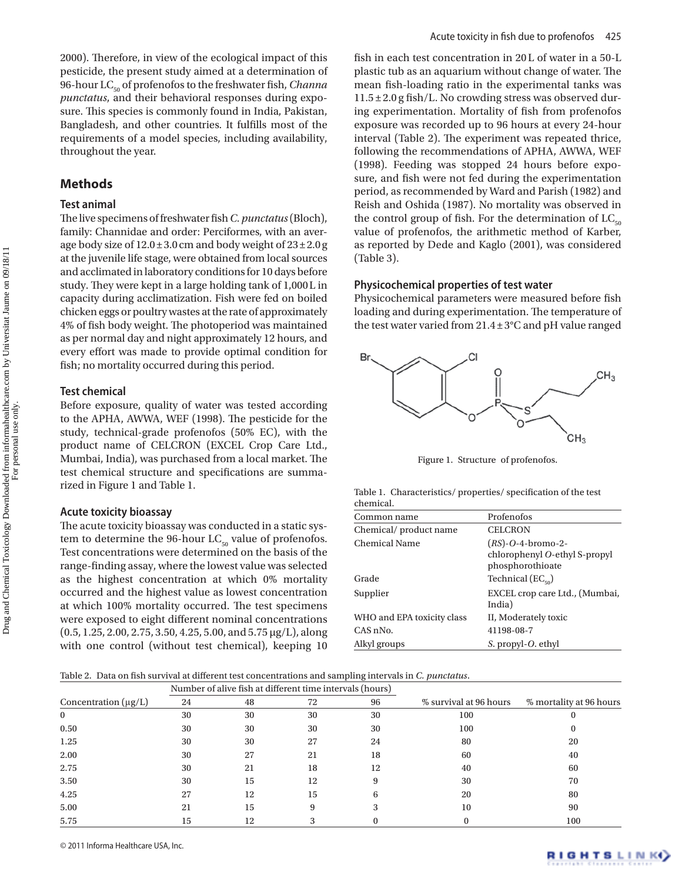2000). Therefore, in view of the ecological impact of this pesticide, the present study aimed at a determination of 96-hour $LC_{50}$ of profenofos to the freshwater fish, *Channa punctatus*, and their behavioral responses during exposure. This species is commonly found in India, Pakistan, Bangladesh, and other countries. It fulfills most of the requirements of a model species, including availability, throughout the year.

## Methods

### Test animal

The live specimens of freshwater fish *C. punctatus* (Bloch), family: Channidae and order: Perciformes, with an average body size of 12.0 ± 3.0 cm and body weight of 23 ± 2.0 g at the juvenile life stage, were obtained from local sources and acclimated in laboratory conditions for 10 days before study. They were kept in a large holding tank of 1,000 L in capacity during acclimatization. Fish were fed on boiled chicken eggs or poultry wastes at the rate of approximately 4% of fish body weight. The photoperiod was maintained as per normal day and night approximately 12 hours, and every effort was made to provide optimal condition for fish; no mortality occurred during this period.

### Test chemical

Before exposure, quality of water was tested according to the APHA, AWWA, WEF (1998). The pesticide for the study, technical-grade profenofos (50% EC), with the product name of CELCRON (EXCEL Crop Care Ltd., Mumbai, India), was purchased from a local market. The test chemical structure and specifications are summarized in Figure 1 and Table 1.

### Acute toxicity bioassay

The acute toxicity bioassay was conducted in a static system to determine the 96-hour $LC_{50}$ value of profenofos. Test concentrations were determined on the basis of the range-finding assay, where the lowest value was selected as the highest concentration at which 0% mortality occurred and the highest value as lowest concentration at which 100% mortality occurred. The test specimens were exposed to eight different nominal concentrations (0.5, 1.25, 2.00, 2.75, 3.50, 4.25, 5.00, and 5.75 μg/L), along with one control (without test chemical), keeping 10 fish in each test concentration in 20 L of water in a 50-L plastic tub as an aquarium without change of water. The mean fish-loading ratio in the experimental tanks was 11.5 ± 2.0 g fish/L. No crowding stress was observed during experimentation. Mortality of fish from profenofos exposure was recorded up to 96 hours at every 24-hour interval (Table 2). The experiment was repeated thrice, following the recommendations of APHA, AWWA, WEF (1998). Feeding was stopped 24 hours before exposure, and fish were not fed during the experimentation period, as recommended by Ward and Parish (1982) and Reish and Oshida (1987). No mortality was observed in the control group of fish. For the determination of $LC_{50}$ value of profenofos, the arithmetic method of Karber, as reported by Dede and Kaglo (2001), was considered (Table 3).

### Physicochemical properties of test water

Physicochemical parameters were measured before fish loading and during experimentation. The temperature of the test water varied from 21.4 ± 3°C and pH value ranged

Figure 1. Structure of profenofos.

Table 1. Characteristics/ properties/ specification of the test chemical.

| | |
|---|---|
| Common name | Profenofos |
| Chemical/ product name | CELCRON |
| Chemical Name | (*RS*)-*O*-4-bromo-2-chlorophenyl *O*-ethyl S-propyl phosphorothioate |
| Grade | Technical ($EC_{50}$) |
| Supplier | EXCEL crop care Ltd., (Mumbai, India) |
| WHO and EPA toxicity class | II, Moderately toxic |
| CAS nNo. | 41198-08-7 |
| Alkyl groups | *S*. propyl-*O*. ethyl |

Table 2. Data on fish survival at different test concentrations and sampling intervals in *C. punctatus*.

| Concentration (μg/L) | Number of alive fish at different time intervals (hours) | | | | % survival at 96 hours | % mortality at 96 hours |
|---|---|---|---|---|---|---|
| | 24 | 48 | 72 | 96 | | |
| 0 | 30 | 30 | 30 | 30 | 100 | 0 |
| 0.50 | 30 | 30 | 30 | 30 | 100 | 0 |
| 1.25 | 30 | 30 | 27 | 24 | 80 | 20 |
| 2.00 | 30 | 27 | 21 | 18 | 60 | 40 |
| 2.75 | 30 | 21 | 18 | 12 | 40 | 60 |
| 3.50 | 30 | 15 | 12 | 9 | 30 | 70 |
| 4.25 | 27 | 12 | 15 | 6 | 20 | 80 |
| 5.00 | 21 | 15 | 9 | 3 | 10 | 90 |
| 5.75 | 15 | 12 | 3 | 0 | 0 | 100 |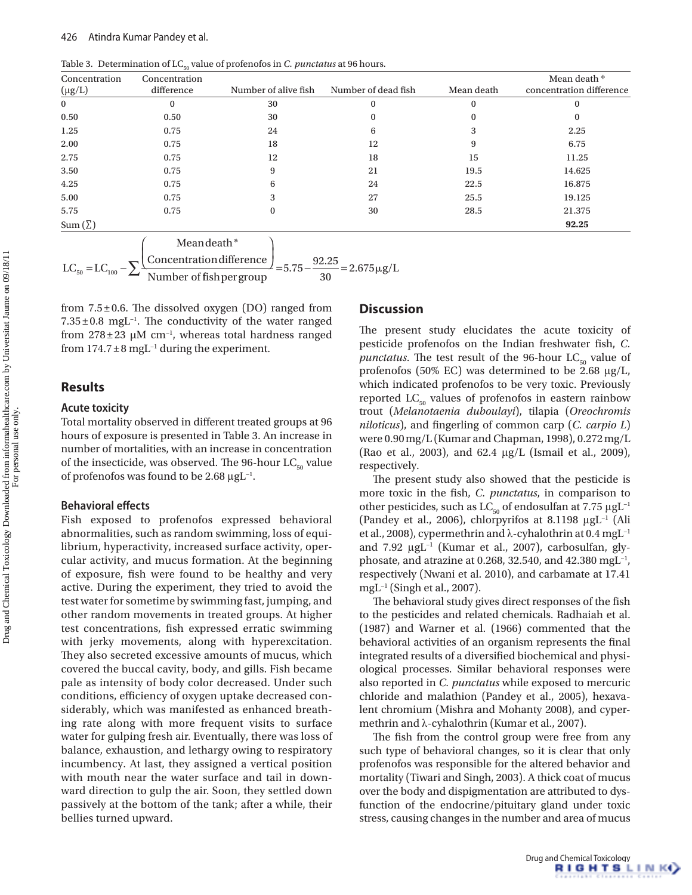Table 3. Determination of $LC_{50}$ value of profenofos in *C. punctatus* at 96 hours.

| Concentration (μg/L) | Concentration difference | Number of alive fish | Number of dead fish | Mean death | Mean death * concentration difference |
|---|---|---|---|---|---|
| 0 | 0 | 30 | 0 | 0 | 0 |
| 0.50 | 0.50 | 30 | 0 | 0 | 0 |
| 1.25 | 0.75 | 24 | 6 | 3 | 2.25 |
| 2.00 | 0.75 | 18 | 12 | 9 | 6.75 |
| 2.75 | 0.75 | 12 | 18 | 15 | 11.25 |
| 3.50 | 0.75 | 9 | 21 | 19.5 | 14.625 |
| 4.25 | 0.75 | 6 | 24 | 22.5 | 16.875 |
| 5.00 | 0.75 | 3 | 27 | 25.5 | 19.125 |
| 5.75 | 0.75 | 0 | 30 | 28.5 | 21.375 |
| Sum (∑) | | | | | **92.25** |

$$LC_{50} = LC_{100} - \sum \frac{\left(\begin{array}{c}\text{Mean death} * \\ \text{Concentration difference}\end{array}\right)}{\text{Number of fish per group}} = 5.75 - \frac{92.25}{30} = 2.675\,\mu g/L$$

from 7.5 ± 0.6. The dissolved oxygen (DO) ranged from 7.35 ± 0.8 $mgL^{-1}$. The conductivity of the water ranged from 278 ± 23 μM $cm^{-1}$, whereas total hardness ranged from 174.7 ± 8 $mgL^{-1}$ during the experiment.

## Results

### Acute toxicity

Total mortality observed in different treated groups at 96 hours of exposure is presented in Table 3. An increase in number of mortalities, with an increase in concentration of the insecticide, was observed. The 96-hour $LC_{50}$ value of profenofos was found to be 2.68 $\mu gL^{-1}$.

### Behavioral effects

Fish exposed to profenofos expressed behavioral abnormalities, such as random swimming, loss of equilibrium, hyperactivity, increased surface activity, opercular activity, and mucus formation. At the beginning of exposure, fish were found to be healthy and very active. During the experiment, they tried to avoid the test water for sometime by swimming fast, jumping, and other random movements in treated groups. At higher test concentrations, fish expressed erratic swimming with jerky movements, along with hyperexcitation. They also secreted excessive amounts of mucus, which covered the buccal cavity, body, and gills. Fish became pale as intensity of body color decreased. Under such conditions, efficiency of oxygen uptake decreased considerably, which was manifested as enhanced breathing rate along with more frequent visits to surface water for gulping fresh air. Eventually, there was loss of balance, exhaustion, and lethargy owing to respiratory incumbency. At last, they assigned a vertical position with mouth near the water surface and tail in downward direction to gulp the air. Soon, they settled down passively at the bottom of the tank; after a while, their bellies turned upward.

## Discussion

The present study elucidates the acute toxicity of pesticide profenofos on the Indian freshwater fish, *C. punctatus*. The test result of the 96-hour $LC_{50}$ value of profenofos (50% EC) was determined to be 2.68 μg/L, which indicated profenofos to be very toxic. Previously reported $LC_{50}$ values of profenofos in eastern rainbow trout (*Melanotaenia duboulayi*), tilapia (*Oreochromis niloticus*), and fingerling of common carp (*C. carpio L*) were 0.90 mg/L (Kumar and Chapman, 1998), 0.272 mg/L (Rao et al., 2003), and 62.4 μg/L (Ismail et al., 2009), respectively.

The present study also showed that the pesticide is more toxic in the fish, *C. punctatus*, in comparison to other pesticides, such as $LC_{50}$ of endosulfan at 7.75 $\mu gL^{-1}$ (Pandey et al., 2006), chlorpyrifos at 8.1198 $\mu gL^{-1}$ (Ali et al., 2008), cypermethrin and λ-cyhalothrin at 0.4 $mgL^{-1}$ and 7.92 $\mu gL^{-1}$ (Kumar et al., 2007), carbosulfan, glyphosate, and atrazine at 0.268, 32.540, and 42.380 $mgL^{-1}$, respectively (Nwani et al. 2010), and carbamate at 17.41 $mgL^{-1}$ (Singh et al., 2007).

The behavioral study gives direct responses of the fish to the pesticides and related chemicals. Radhaiah et al. (1987) and Warner et al. (1966) commented that the behavioral activities of an organism represents the final integrated results of a diversified biochemical and physiological processes. Similar behavioral responses were also reported in *C. punctatus* while exposed to mercuric chloride and malathion (Pandey et al., 2005), hexavalent chromium (Mishra and Mohanty 2008), and cypermethrin and λ-cyhalothrin (Kumar et al., 2007).

The fish from the control group were free from any such type of behavioral changes, so it is clear that only profenofos was responsible for the altered behavior and mortality (Tiwari and Singh, 2003). A thick coat of mucus over the body and dispigmentation are attributed to dysfunction of the endocrine/pituitary gland under toxic stress, causing changes in the number and area of mucus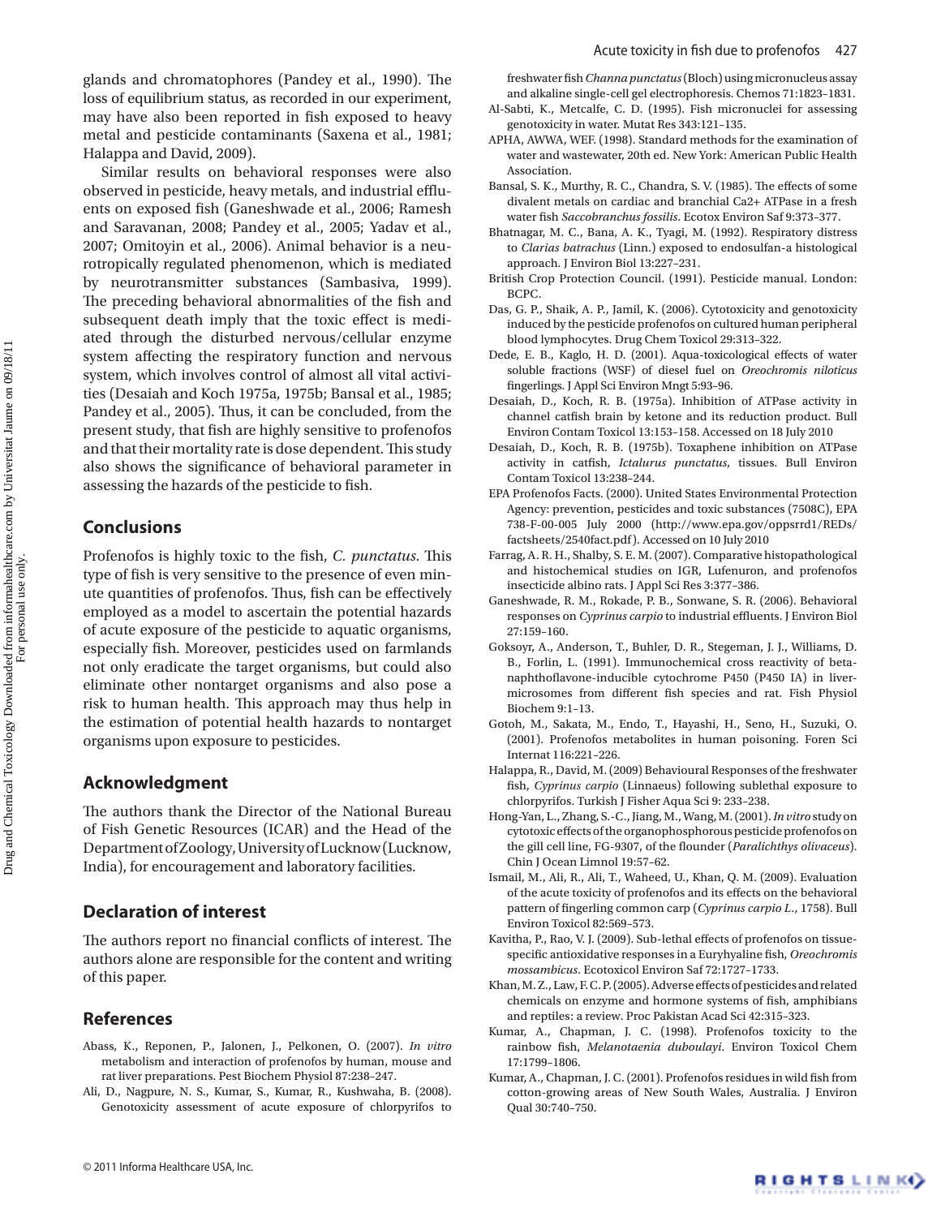glands and chromatophores (Pandey et al., 1990). The loss of equilibrium status, as recorded in our experiment, may have also been reported in fish exposed to heavy metal and pesticide contaminants (Saxena et al., 1981; Halappa and David, 2009).

Similar results on behavioral responses were also observed in pesticide, heavy metals, and industrial effluents on exposed fish (Ganeshwade et al., 2006; Ramesh and Saravanan, 2008; Pandey et al., 2005; Yadav et al., 2007; Omitoyin et al., 2006). Animal behavior is a neurotropically regulated phenomenon, which is mediated by neurotransmitter substances (Sambasiva, 1999). The preceding behavioral abnormalities of the fish and subsequent death imply that the toxic effect is mediated through the disturbed nervous/cellular enzyme system affecting the respiratory function and nervous system, which involves control of almost all vital activities (Desaiah and Koch 1975a, 1975b; Bansal et al., 1985; Pandey et al., 2005). Thus, it can be concluded, from the present study, that fish are highly sensitive to profenofos and that their mortality rate is dose dependent. This study also shows the significance of behavioral parameter in assessing the hazards of the pesticide to fish.

## Conclusions

Profenofos is highly toxic to the fish, *C. punctatus*. This type of fish is very sensitive to the presence of even minute quantities of profenofos. Thus, fish can be effectively employed as a model to ascertain the potential hazards of acute exposure of the pesticide to aquatic organisms, especially fish. Moreover, pesticides used on farmlands not only eradicate the target organisms, but could also eliminate other nontarget organisms and also pose a risk to human health. This approach may thus help in the estimation of potential health hazards to nontarget organisms upon exposure to pesticides.

## Acknowledgment

The authors thank the Director of the National Bureau of Fish Genetic Resources (ICAR) and the Head of the Department of Zoology, University of Lucknow (Lucknow, India), for encouragement and laboratory facilities.

## Declaration of interest

The authors report no financial conflicts of interest. The authors alone are responsible for the content and writing of this paper.

## References

Abass, K., Reponen, P., Jalonen, J., Pelkonen, O. (2007). *In vitro* metabolism and interaction of profenofos by human, mouse and rat liver preparations. Pest Biochem Physiol 87:238–247.

Ali, D., Nagpure, N. S., Kumar, S., Kumar, R., Kushwaha, B. (2008). Genotoxicity assessment of acute exposure of chlorpyrifos to freshwater fish *Channa punctatus* (Bloch) using micronucleus assay and alkaline single-cell gel electrophoresis. Chemos 71:1823–1831.

Al-Sabti, K., Metcalfe, C. D. (1995). Fish micronuclei for assessing genotoxicity in water. Mutat Res 343:121–135.

APHA, AWWA, WEF. (1998). Standard methods for the examination of water and wastewater, 20th ed. New York: American Public Health Association.

Bansal, S. K., Murthy, R. C., Chandra, S. V. (1985). The effects of some divalent metals on cardiac and branchial Ca2+ ATPase in a fresh water fish *Saccobranchus fossilis*. Ecotox Environ Saf 9:373–377.

Bhatnagar, M. C., Bana, A. K., Tyagi, M. (1992). Respiratory distress to *Clarias batrachus* (Linn.) exposed to endosulfan-a histological approach. J Environ Biol 13:227–231.

British Crop Protection Council. (1991). Pesticide manual. London: BCPC.

Das, G. P., Shaik, A. P., Jamil, K. (2006). Cytotoxicity and genotoxicity induced by the pesticide profenofos on cultured human peripheral blood lymphocytes. Drug Chem Toxicol 29:313–322.

Dede, E. B., Kaglo, H. D. (2001). Aqua-toxicological effects of water soluble fractions (WSF) of diesel fuel on *Oreochromis niloticus* fingerlings. J Appl Sci Environ Mngt 5:93–96.

Desaiah, D., Koch, R. B. (1975a). Inhibition of ATPase activity in channel catfish brain by ketone and its reduction product. Bull Environ Contam Toxicol 13:153–158. Accessed on 18 July 2010

Desaiah, D., Koch, R. B. (1975b). Toxaphene inhibition on ATPase activity in catfish, *Ictalurus punctatus*, tissues. Bull Environ Contam Toxicol 13:238–244.

EPA Profenofos Facts. (2000). United States Environmental Protection Agency: prevention, pesticides and toxic substances (7508C), EPA 738-F-00-005 July 2000 (http://www.epa.gov/oppsrrd1/REDs/factsheets/2540fact.pdf). Accessed on 10 July 2010

Farrag, A. R. H., Shalby, S. E. M. (2007). Comparative histopathological and histochemical studies on IGR, Lufenuron, and profenofos insecticide albino rats. J Appl Sci Res 3:377–386.

Ganeshwade, R. M., Rokade, P. B., Sonwane, S. R. (2006). Behavioral responses on *Cyprinus carpio* to industrial effluents. J Environ Biol 27:159–160.

Goksoyr, A., Anderson, T., Buhler, D. R., Stegeman, J. J., Williams, D. B., Forlin, L. (1991). Immunochemical cross reactivity of beta-naphthoflavone-inducible cytochrome P450 (P450 IA) in liver-microsomes from different fish species and rat. Fish Physiol Biochem 9:1–13.

Gotoh, M., Sakata, M., Endo, T., Hayashi, H., Seno, H., Suzuki, O. (2001). Profenofos metabolites in human poisoning. Foren Sci Internat 116:221–226.

Halappa, R., David, M. (2009) Behavioural Responses of the freshwater fish, *Cyprinus carpio* (Linnaeus) following sublethal exposure to chlorpyrifos. Turkish J Fisher Aqua Sci 9: 233–238.

Hong-Yan, L., Zhang, S.-C., Jiang, M., Wang, M. (2001). *In vitro* study on cytotoxic effects of the organophosphorous pesticide profenofos on the gill cell line, FG-9307, of the flounder (*Paralichthys olivaceus*). Chin J Ocean Limnol 19:57–62.

Ismail, M., Ali, R., Ali, T., Waheed, U., Khan, Q. M. (2009). Evaluation of the acute toxicity of profenofos and its effects on the behavioral pattern of fingerling common carp (*Cyprinus carpio L.,* 1758). Bull Environ Toxicol 82:569–573.

Kavitha, P., Rao, V. J. (2009). Sub-lethal effects of profenofos on tissue-specific antioxidative responses in a Euryhyaline fish, *Oreochromis mossambicus*. Ecotoxicol Environ Saf 72:1727–1733.

Khan, M. Z., Law, F. C. P. (2005). Adverse effects of pesticides and related chemicals on enzyme and hormone systems of fish, amphibians and reptiles: a review. Proc Pakistan Acad Sci 42:315–323.

Kumar, A., Chapman, J. C. (1998). Profenofos toxicity to the rainbow fish, *Melanotaenia duboulayi*. Environ Toxicol Chem 17:1799–1806.

Kumar, A., Chapman, J. C. (2001). Profenofos residues in wild fish from cotton-growing areas of New South Wales, Australia. J Environ Qual 30:740–750.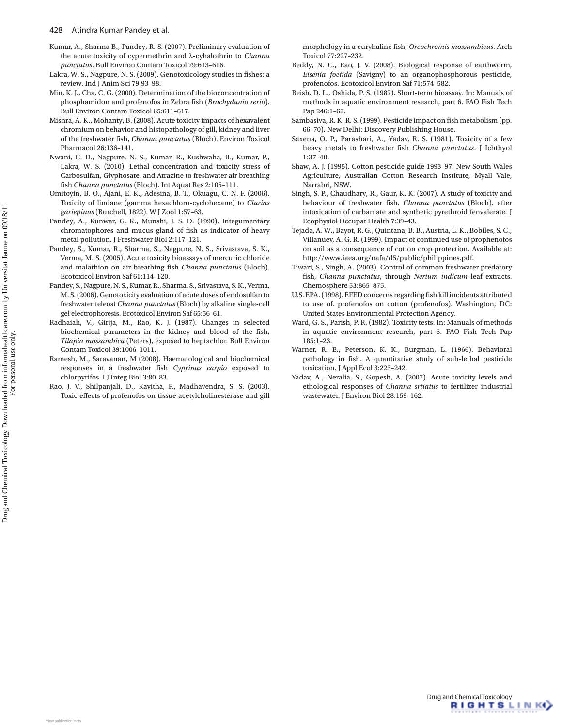Kumar, A., Sharma B., Pandey, R. S. (2007). Preliminary evaluation of the acute toxicity of cypermethrin and λ-cyhalothrin to *Channa punctatus*. Bull Environ Contam Toxicol 79:613–616.

Lakra, W. S., Nagpure, N. S. (2009). Genotoxicology studies in fishes: a review. Ind J Anim Sci 79:93–98.

Min, K. J., Cha, C. G. (2000). Determination of the bioconcentration of phosphamidon and profenofos in Zebra fish (*Brachydanio rerio*). Bull Environ Contam Toxicol 65:611–617.

Mishra, A. K., Mohanty, B. (2008). Acute toxicity impacts of hexavalent chromium on behavior and histopathology of gill, kidney and liver of the freshwater fish, *Channa punctatus* (Bloch). Environ Toxicol Pharmacol 26:136–141.

Nwani, C. D., Nagpure, N. S., Kumar, R., Kushwaha, B., Kumar, P., Lakra, W. S. (2010). Lethal concentration and toxicity stress of Carbosulfan, Glyphosate, and Atrazine to freshwater air breathing fish *Channa punctatus* (Bloch). Int Aquat Res 2:105–111.

Omitoyin, B. O., Ajani, E. K., Adesina, B. T., Okuagu, C. N. F. (2006). Toxicity of lindane (gamma hexachloro-cyclohexane) to *Clarias gariepinus* (Burchell, 1822). W J Zool 1:57–63.

Pandey, A., Kunwar, G. K., Munshi, J. S. D. (1990). Integumentary chromatophores and mucus gland of fish as indicator of heavy metal pollution. J Freshwater Biol 2:117–121.

Pandey, S., Kumar, R., Sharma, S., Nagpure, N. S., Srivastava, S. K., Verma, M. S. (2005). Acute toxicity bioassays of mercuric chloride and malathion on air-breathing fish *Channa punctatus* (Bloch). Ecotoxicol Environ Saf 61:114–120.

Pandey, S., Nagpure, N. S., Kumar, R., Sharma, S., Srivastava, S. K., Verma, M. S. (2006). Genotoxicity evaluation of acute doses of endosulfan to freshwater teleost *Channa punctatus* (Bloch) by alkaline single-cell gel electrophoresis. Ecotoxicol Environ Saf 65:56–61.

Radhaiah, V., Girija, M., Rao, K. J. (1987). Changes in selected biochemical parameters in the kidney and blood of the fish, *Tilapia mossambica* (Peters), exposed to heptachlor. Bull Environ Contam Toxicol 39:1006–1011.

Ramesh, M., Saravanan, M (2008). Haematological and biochemical responses in a freshwater fish *Cyprinus carpio* exposed to chlorpyrifos. I J Integ Biol 3:80–83.

Rao, J. V., Shilpanjali, D., Kavitha, P., Madhavendra, S. S. (2003). Toxic effects of profenofos on tissue acetylcholinesterase and gill morphology in a euryhaline fish, *Oreochromis mossambicus*. Arch Toxicol 77:227–232.

Reddy, N. C., Rao, J. V. (2008). Biological response of earthworm, *Eisenia foetida* (Savigny) to an organophosphorous pesticide, profenofos. Ecotoxicol Environ Saf 71:574–582.

Reish, D. L., Oshida, P. S. (1987). Short-term bioassay. In: Manuals of methods in aquatic environment research, part 6. FAO Fish Tech Pap 246:1–62.

Sambasiva, R. K. R. S. (1999). Pesticide impact on fish metabolism (pp. 66–70). New Delhi: Discovery Publishing House.

Saxena, O. P., Parashari, A., Yadav, R. S. (1981). Toxicity of a few heavy metals to freshwater fish *Channa punctatus*. J Ichthyol 1:37–40.

Shaw, A. J. (1995). Cotton pesticide guide 1993–97. New South Wales Agriculture, Australian Cotton Research Institute, Myall Vale, Narrabri, NSW.

Singh, S. P., Chaudhary, R., Gaur, K. K. (2007). A study of toxicity and behaviour of freshwater fish, *Channa punctatus* (Bloch), after intoxication of carbamate and synthetic pyrethroid fenvalerate. J Ecophysiol Occupat Health 7:39–43.

Tejada, A. W., Bayot, R. G., Quintana, B. B., Austria, L. K., Bobiles, S. C., Villanuev, A. G. R. (1999). Impact of continued use of prophenofos on soil as a consequence of cotton crop protection. Available at: http://www.iaea.org/nafa/d5/public/philippines.pdf.

Tiwari, S., Singh, A. (2003). Control of common freshwater predatory fish, *Channa punctatus*, through *Nerium indicum* leaf extracts. Chemosphere 53:865–875.

U.S. EPA. (1998). EFED concerns regarding fish kill incidents attributed to use of. profenofos on cotton (profenofos). Washington, DC: United States Environmental Protection Agency.

Ward, G. S., Parish, P. R. (1982). Toxicity tests. In: Manuals of methods in aquatic environment research, part 6. FAO Fish Tech Pap 185:1–23.

Warner, R. E., Peterson, K. K., Burgman, L. (1966). Behavioral pathology in fish. A quantitative study of sub-lethal pesticide toxication. J Appl Ecol 3:223–242.

Yadav, A., Neralia, S., Gopesh, A. (2007). Acute toxicity levels and ethological responses of *Channa srtiatus* to fertilizer industrial wastewater. J Environ Biol 28:159–162.